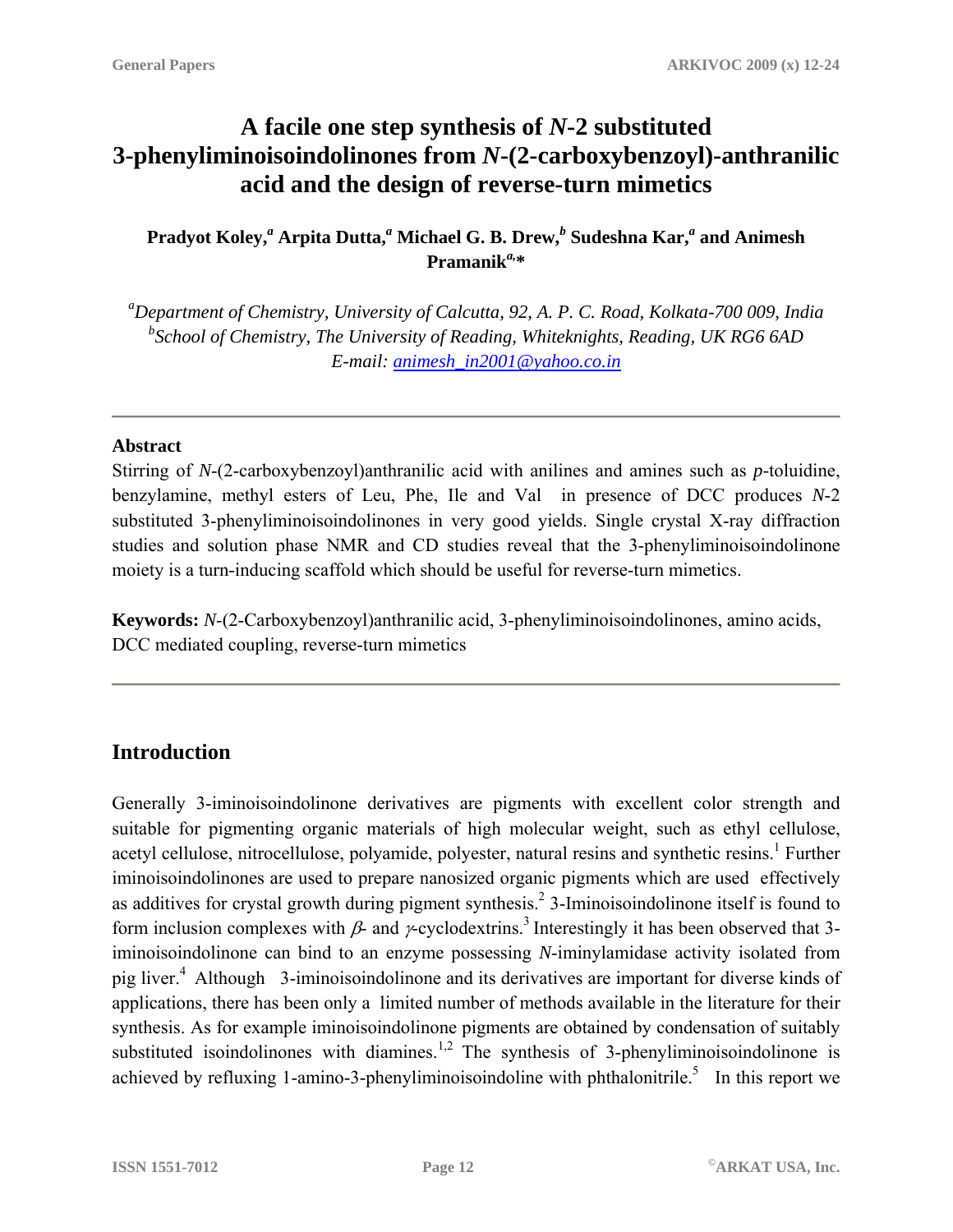# A facile one step synthesis of *N*-2 substituted 3-phenyliminoisoindolinones from *N*-(2-carboxybenzoyl)-anthranilic acid and the design of reverse-turn mimetics

**Pradyot Koley,[a] Arpita Dutta,[a] Michael G. B. Drew,[b] Sudeshna Kar,[a] and Animesh Pramanik[a],***

[a]*Department of Chemistry, University of Calcutta, 92, A. P. C. Road, Kolkata-700 009, India*
[b]*School of Chemistry, The University of Reading, Whiteknights, Reading, UK RG6 6AD*
*E-mail: animesh_in2001@yahoo.co.in*

---

### Abstract

Stirring of *N*-(2-carboxybenzoyl)anthranilic acid with anilines and amines such as *p*-toluidine, benzylamine, methyl esters of Leu, Phe, Ile and Val in presence of DCC produces *N*-2 substituted 3-phenyliminoisoindolinones in very good yields. Single crystal X-ray diffraction studies and solution phase NMR and CD studies reveal that the 3-phenyliminoisoindolinone moiety is a turn-inducing scaffold which should be useful for reverse-turn mimetics.

**Keywords:** *N*-(2-Carboxybenzoyl)anthranilic acid, 3-phenyliminoisoindolinones, amino acids, DCC mediated coupling, reverse-turn mimetics

---

## Introduction

Generally 3-iminoisoindolinone derivatives are pigments with excellent color strength and suitable for pigmenting organic materials of high molecular weight, such as ethyl cellulose, acetyl cellulose, nitrocellulose, polyamide, polyester, natural resins and synthetic resins.[1] Further iminoisoindolinones are used to prepare nanosized organic pigments which are used effectively as additives for crystal growth during pigment synthesis.[2] 3-Iminoisoindolinone itself is found to form inclusion complexes with *β*- and *γ*-cyclodextrins.[3] Interestingly it has been observed that 3-iminoisoindolinone can bind to an enzyme possessing *N*-iminylamidase activity isolated from pig liver.[4] Although 3-iminoisoindolinone and its derivatives are important for diverse kinds of applications, there has been only a limited number of methods available in the literature for their synthesis. As for example iminoisoindolinone pigments are obtained by condensation of suitably substituted isoindolinones with diamines.[1,2] The synthesis of 3-phenyliminoisoindolinone is achieved by refluxing 1-amino-3-phenyliminoisoindoline with phthalonitrile.[5] In this report we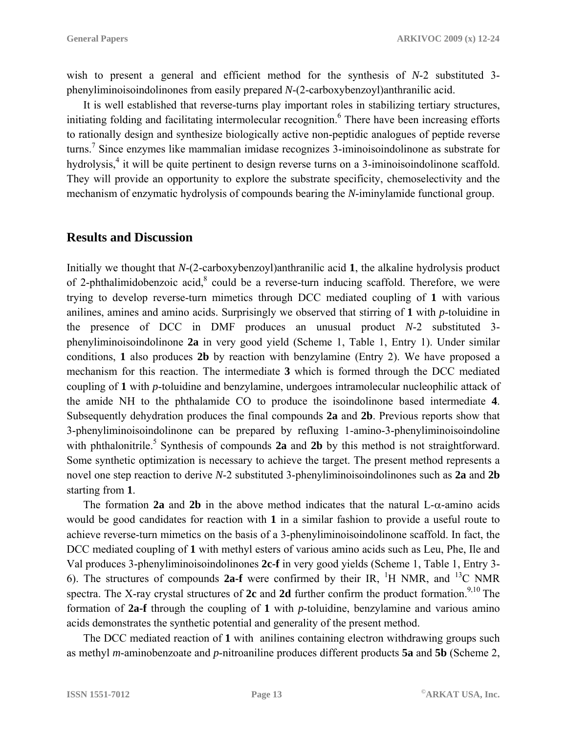wish to present a general and efficient method for the synthesis of *N*-2 substituted 3-phenyliminoisoindolinones from easily prepared *N*-(2-carboxybenzoyl)anthranilic acid.

It is well established that reverse-turns play important roles in stabilizing tertiary structures, initiating folding and facilitating intermolecular recognition.[6] There have been increasing efforts to rationally design and synthesize biologically active non-peptidic analogues of peptide reverse turns.[7] Since enzymes like mammalian imidase recognizes 3-iminoisoindolinone as substrate for hydrolysis,[4] it will be quite pertinent to design reverse turns on a 3-iminoisoindolinone scaffold. They will provide an opportunity to explore the substrate specificity, chemoselectivity and the mechanism of enzymatic hydrolysis of compounds bearing the *N*-iminylamide functional group.

## Results and Discussion

Initially we thought that *N*-(2-carboxybenzoyl)anthranilic acid **1**, the alkaline hydrolysis product of 2-phthalimidobenzoic acid,[8] could be a reverse-turn inducing scaffold. Therefore, we were trying to develop reverse-turn mimetics through DCC mediated coupling of **1** with various anilines, amines and amino acids. Surprisingly we observed that stirring of **1** with *p*-toluidine in the presence of DCC in DMF produces an unusual product *N*-2 substituted 3-phenyliminoisoindolinone **2a** in very good yield (Scheme 1, Table 1, Entry 1). Under similar conditions, **1** also produces **2b** by reaction with benzylamine (Entry 2). We have proposed a mechanism for this reaction. The intermediate **3** which is formed through the DCC mediated coupling of **1** with *p*-toluidine and benzylamine, undergoes intramolecular nucleophilic attack of the amide NH to the phthalamide CO to produce the isoindolinone based intermediate **4**. Subsequently dehydration produces the final compounds **2a** and **2b**. Previous reports show that 3-phenyliminoisoindolinone can be prepared by refluxing 1-amino-3-phenyliminoisoindoline with phthalonitrile.[5] Synthesis of compounds **2a** and **2b** by this method is not straightforward. Some synthetic optimization is necessary to achieve the target. The present method represents a novel one step reaction to derive *N*-2 substituted 3-phenyliminoisoindolinones such as **2a** and **2b** starting from **1**.

The formation **2a** and **2b** in the above method indicates that the natural L-$\alpha$-amino acids would be good candidates for reaction with **1** in a similar fashion to provide a useful route to achieve reverse-turn mimetics on the basis of a 3-phenyliminoisoindolinone scaffold. In fact, the DCC mediated coupling of **1** with methyl esters of various amino acids such as Leu, Phe, Ile and Val produces 3-phenyliminoisoindolinones **2c-f** in very good yields (Scheme 1, Table 1, Entry 3-6). The structures of compounds **2a-f** were confirmed by their IR, $^{1}$H NMR, and $^{13}$C NMR spectra. The X-ray crystal structures of **2c** and **2d** further confirm the product formation.[9,10] The formation of **2a-f** through the coupling of **1** with *p*-toluidine, benzylamine and various amino acids demonstrates the synthetic potential and generality of the present method.

The DCC mediated reaction of **1** with anilines containing electron withdrawing groups such as methyl *m*-aminobenzoate and *p*-nitroaniline produces different products **5a** and **5b** (Scheme 2,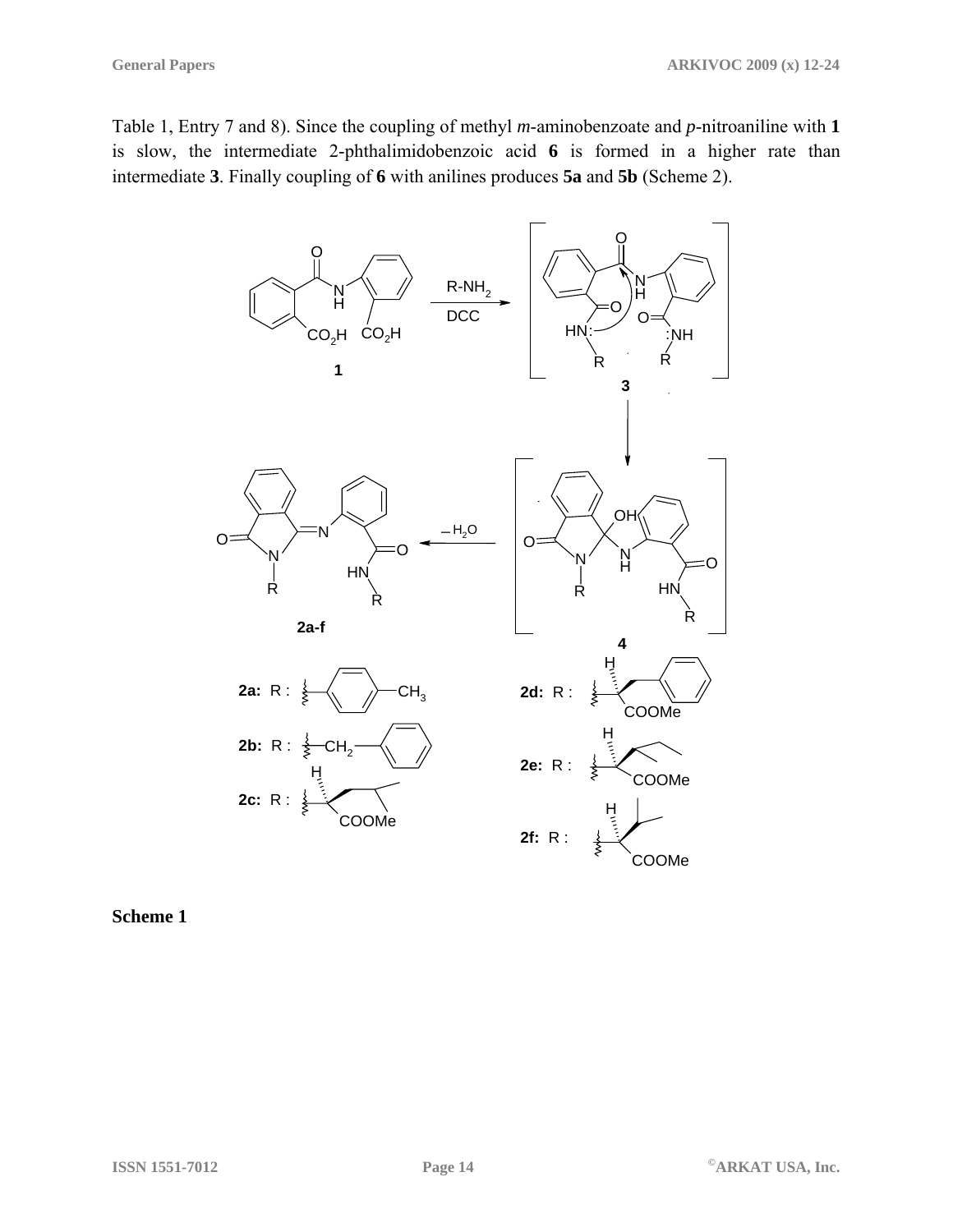Table 1, Entry 7 and 8). Since the coupling of methyl *m*-aminobenzoate and *p*-nitroaniline with **1** is slow, the intermediate 2-phthalimidobenzoic acid **6** is formed in a higher rate than intermediate **3**. Finally coupling of **6** with anilines produces **5a** and **5b** (Scheme 2).

**Scheme 1**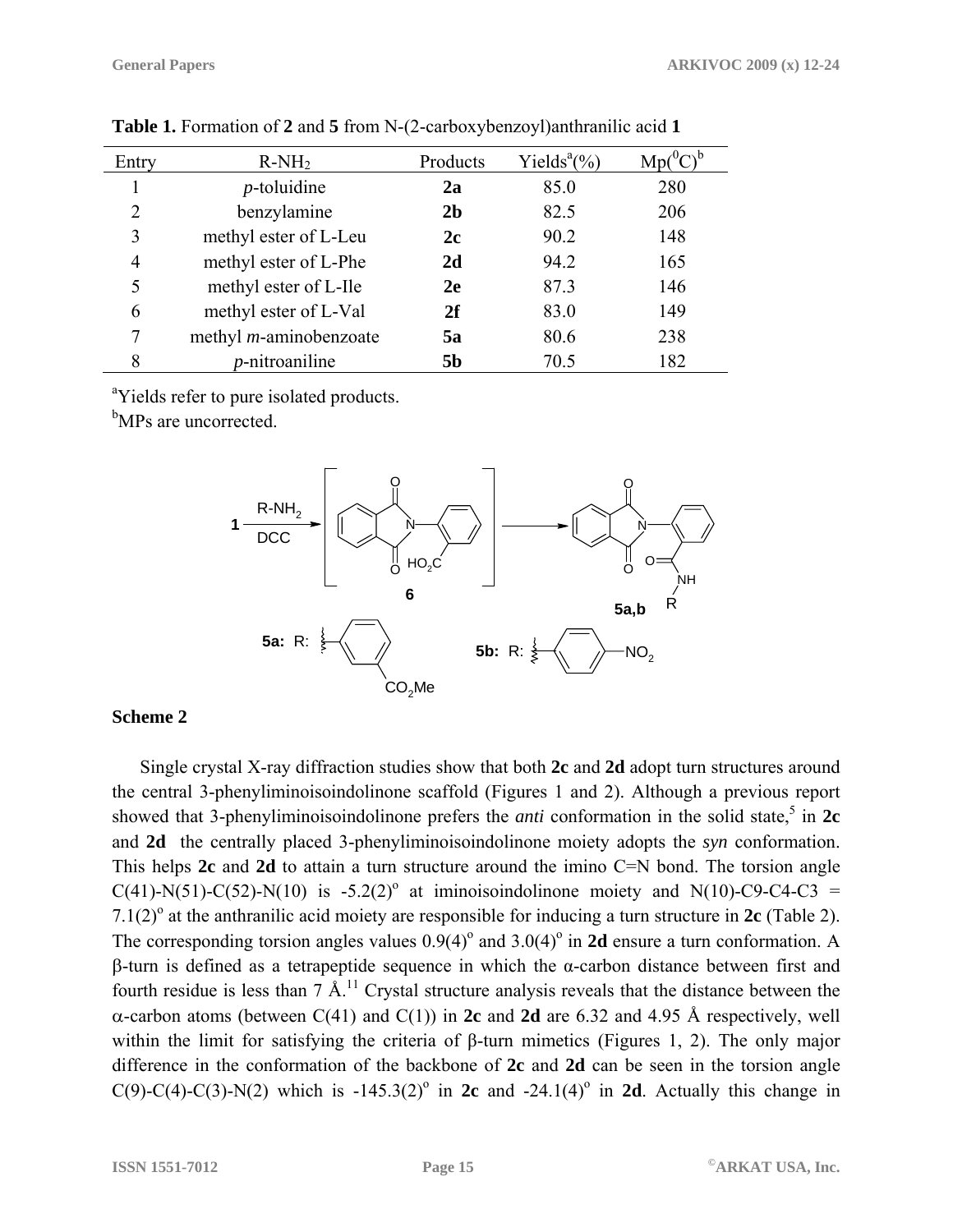**Table 1.** Formation of **2** and **5** from N-(2-carboxybenzoyl)anthranilic acid **1**

| Entry | R-NH$_2$ | Products | Yields[a](%) | Mp($^0$C)[b] |
|---|---|---|---|---|
| 1 | *p*-toluidine | **2a** | 85.0 | 280 |
| 2 | benzylamine | **2b** | 82.5 | 206 |
| 3 | methyl ester of L-Leu | **2c** | 90.2 | 148 |
| 4 | methyl ester of L-Phe | **2d** | 94.2 | 165 |
| 5 | methyl ester of L-Ile | **2e** | 87.3 | 146 |
| 6 | methyl ester of L-Val | **2f** | 83.0 | 149 |
| 7 | methyl *m*-aminobenzoate | **5a** | 80.6 | 238 |
| 8 | *p*-nitroaniline | **5b** | 70.5 | 182 |

[a]Yields refer to pure isolated products.
[b]MPs are uncorrected.

**Scheme 2**

Single crystal X-ray diffraction studies show that both **2c** and **2d** adopt turn structures around the central 3-phenyliminoisoindolinone scaffold (Figures 1 and 2). Although a previous report showed that 3-phenyliminoisoindolinone prefers the *anti* conformation in the solid state,[5] in **2c** and **2d** the centrally placed 3-phenyliminoisoindolinone moiety adopts the *syn* conformation. This helps **2c** and **2d** to attain a turn structure around the imino C=N bond. The torsion angle C(41)-N(51)-C(52)-N(10) is -5.2(2)$^o$ at iminoisoindolinone moiety and N(10)-C9-C4-C3 = 7.1(2)$^o$ at the anthranilic acid moiety are responsible for inducing a turn structure in **2c** (Table 2). The corresponding torsion angles values 0.9(4)$^o$ and 3.0(4)$^o$ in **2d** ensure a turn conformation. A β-turn is defined as a tetrapeptide sequence in which the α-carbon distance between first and fourth residue is less than 7 Å.[11] Crystal structure analysis reveals that the distance between the α-carbon atoms (between C(41) and C(1)) in **2c** and **2d** are 6.32 and 4.95 Å respectively, well within the limit for satisfying the criteria of β-turn mimetics (Figures 1, 2). The only major difference in the conformation of the backbone of **2c** and **2d** can be seen in the torsion angle C(9)-C(4)-C(3)-N(2) which is -145.3(2)$^o$ in **2c** and -24.1(4)$^o$ in **2d**. Actually this change in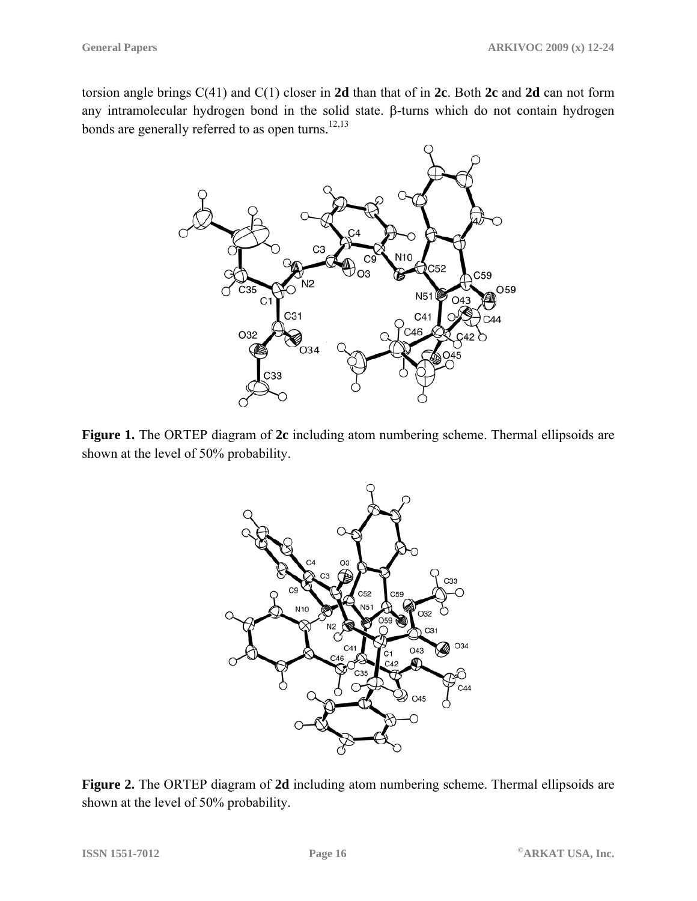torsion angle brings C(41) and C(1) closer in **2d** than that of in **2c**. Both **2c** and **2d** can not form any intramolecular hydrogen bond in the solid state. β-turns which do not contain hydrogen bonds are generally referred to as open turns.[12,13]

**Figure 1.** The ORTEP diagram of **2c** including atom numbering scheme. Thermal ellipsoids are shown at the level of 50% probability.

**Figure 2.** The ORTEP diagram of **2d** including atom numbering scheme. Thermal ellipsoids are shown at the level of 50% probability.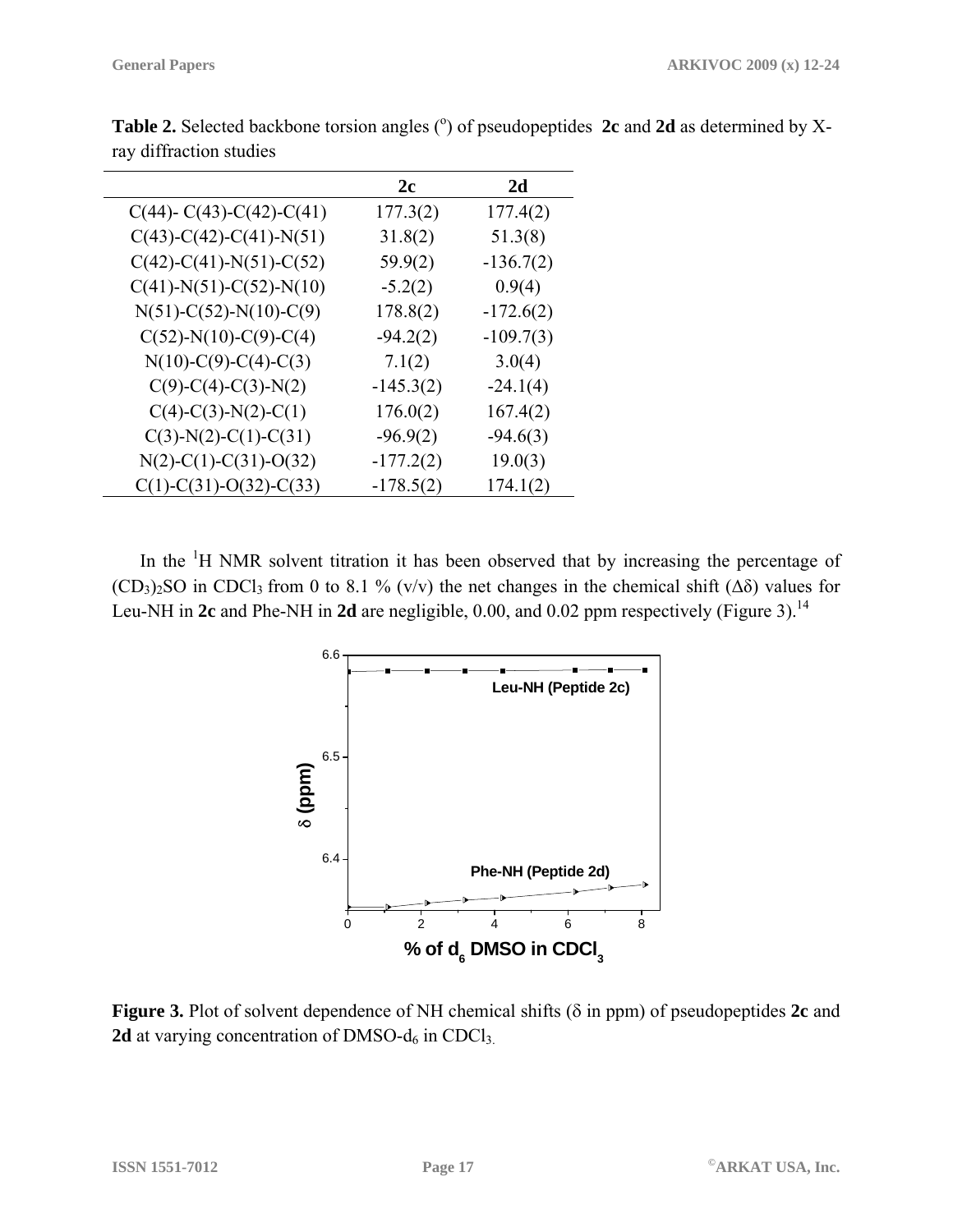**Table 2.** Selected backbone torsion angles (°) of pseudopeptides **2c** and **2d** as determined by X-ray diffraction studies

| | **2c** | **2d** |
|---|---|---|
| C(44)- C(43)-C(42)-C(41) | 177.3(2) | 177.4(2) |
| C(43)-C(42)-C(41)-N(51) | 31.8(2) | 51.3(8) |
| C(42)-C(41)-N(51)-C(52) | 59.9(2) | -136.7(2) |
| C(41)-N(51)-C(52)-N(10) | -5.2(2) | 0.9(4) |
| N(51)-C(52)-N(10)-C(9) | 178.8(2) | -172.6(2) |
| C(52)-N(10)-C(9)-C(4) | -94.2(2) | -109.7(3) |
| N(10)-C(9)-C(4)-C(3) | 7.1(2) | 3.0(4) |
| C(9)-C(4)-C(3)-N(2) | -145.3(2) | -24.1(4) |
| C(4)-C(3)-N(2)-C(1) | 176.0(2) | 167.4(2) |
| C(3)-N(2)-C(1)-C(31) | -96.9(2) | -94.6(3) |
| N(2)-C(1)-C(31)-O(32) | -177.2(2) | 19.0(3) |
| C(1)-C(31)-O(32)-C(33) | -178.5(2) | 174.1(2) |

In the $^1H$ NMR solvent titration it has been observed that by increasing the percentage of $(CD_3)_2SO$ in $CDCl_3$ from 0 to 8.1 % (v/v) the net changes in the chemical shift ($\Delta\delta$) values for Leu-NH in **2c** and Phe-NH in **2d** are negligible, 0.00, and 0.02 ppm respectively (Figure 3).[14]

**Figure 3.** Plot of solvent dependence of NH chemical shifts ($\delta$ in ppm) of pseudopeptides **2c** and **2d** at varying concentration of DMSO-$d_6$ in $CDCl_3$.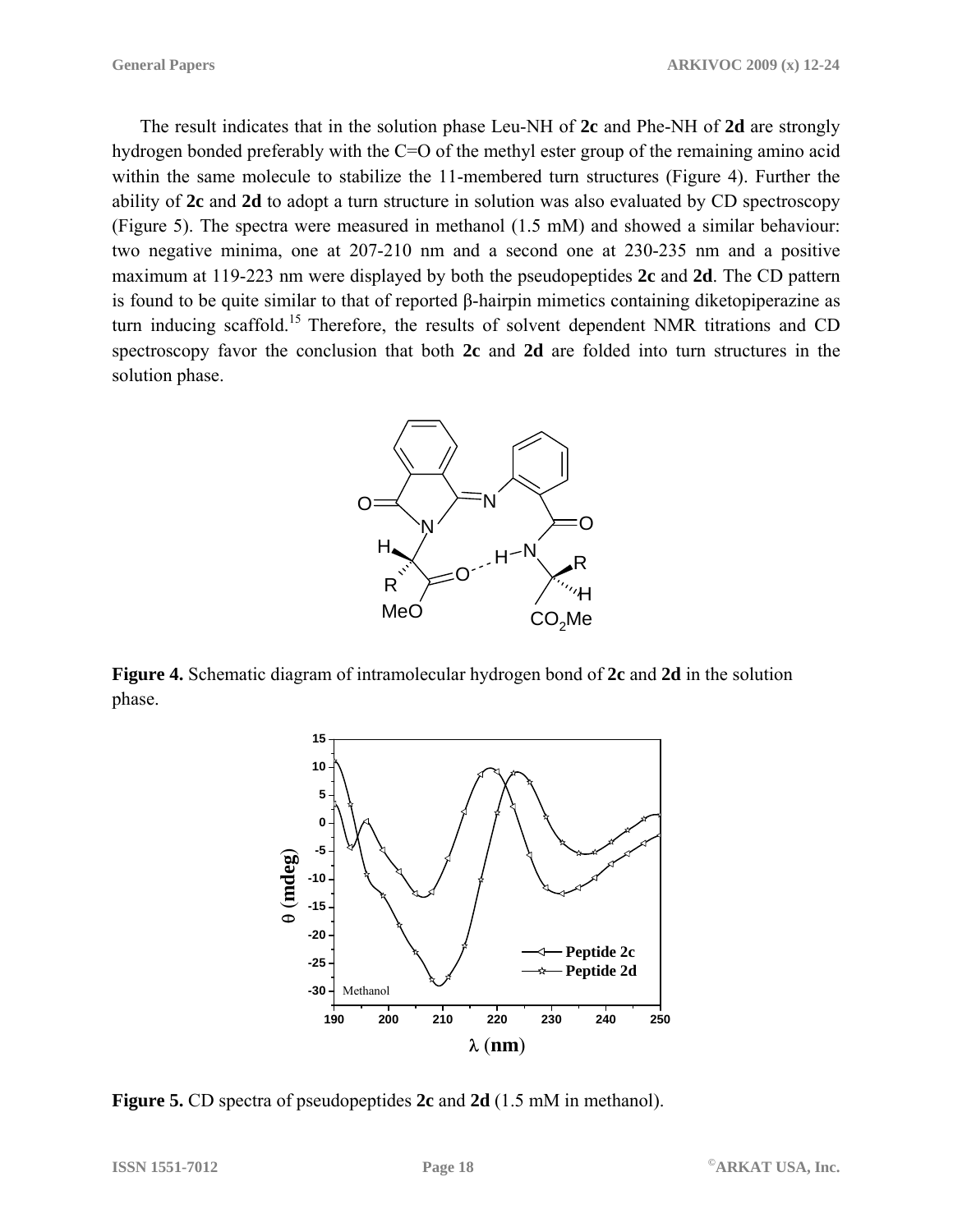The result indicates that in the solution phase Leu-NH of **2c** and Phe-NH of **2d** are strongly hydrogen bonded preferably with the C=O of the methyl ester group of the remaining amino acid within the same molecule to stabilize the 11-membered turn structures (Figure 4). Further the ability of **2c** and **2d** to adopt a turn structure in solution was also evaluated by CD spectroscopy (Figure 5). The spectra were measured in methanol (1.5 mM) and showed a similar behaviour: two negative minima, one at 207-210 nm and a second one at 230-235 nm and a positive maximum at 119-223 nm were displayed by both the pseudopeptides **2c** and **2d**. The CD pattern is found to be quite similar to that of reported β-hairpin mimetics containing diketopiperazine as turn inducing scaffold.[15] Therefore, the results of solvent dependent NMR titrations and CD spectroscopy favor the conclusion that both **2c** and **2d** are folded into turn structures in the solution phase.

**Figure 4.** Schematic diagram of intramolecular hydrogen bond of **2c** and **2d** in the solution phase.

**Figure 5.** CD spectra of pseudopeptides **2c** and **2d** (1.5 mM in methanol).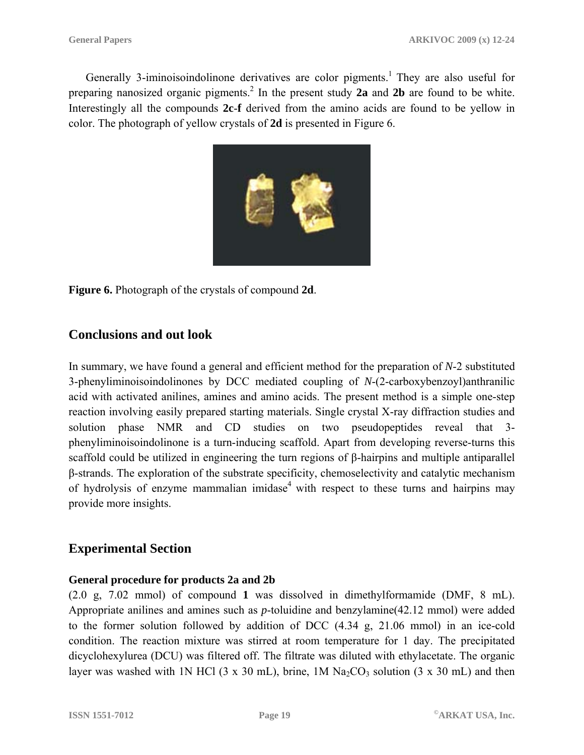Generally 3-iminoisoindolinone derivatives are color pigments.[1] They are also useful for preparing nanosized organic pigments.[2] In the present study **2a** and **2b** are found to be white. Interestingly all the compounds **2c-f** derived from the amino acids are found to be yellow in color. The photograph of yellow crystals of **2d** is presented in Figure 6.

**Figure 6.** Photograph of the crystals of compound **2d**.

## Conclusions and out look

In summary, we have found a general and efficient method for the preparation of *N*-2 substituted 3-phenyliminoisoindolinones by DCC mediated coupling of *N*-(2-carboxybenzoyl)anthranilic acid with activated anilines, amines and amino acids. The present method is a simple one-step reaction involving easily prepared starting materials. Single crystal X-ray diffraction studies and solution phase NMR and CD studies on two pseudopeptides reveal that 3-phenyliminoisoindolinone is a turn-inducing scaffold. Apart from developing reverse-turns this scaffold could be utilized in engineering the turn regions of β-hairpins and multiple antiparallel β-strands. The exploration of the substrate specificity, chemoselectivity and catalytic mechanism of hydrolysis of enzyme mammalian imidase[4] with respect to these turns and hairpins may provide more insights.

## Experimental Section

### General procedure for products 2a and 2b

(2.0 g, 7.02 mmol) of compound **1** was dissolved in dimethylformamide (DMF, 8 mL). Appropriate anilines and amines such as *p*-toluidine and benzylamine(42.12 mmol) were added to the former solution followed by addition of DCC (4.34 g, 21.06 mmol) in an ice-cold condition. The reaction mixture was stirred at room temperature for 1 day. The precipitated dicyclohexylurea (DCU) was filtered off. The filtrate was diluted with ethylacetate. The organic layer was washed with 1N HCl (3 x 30 mL), brine, 1M $Na_2CO_3$ solution (3 x 30 mL) and then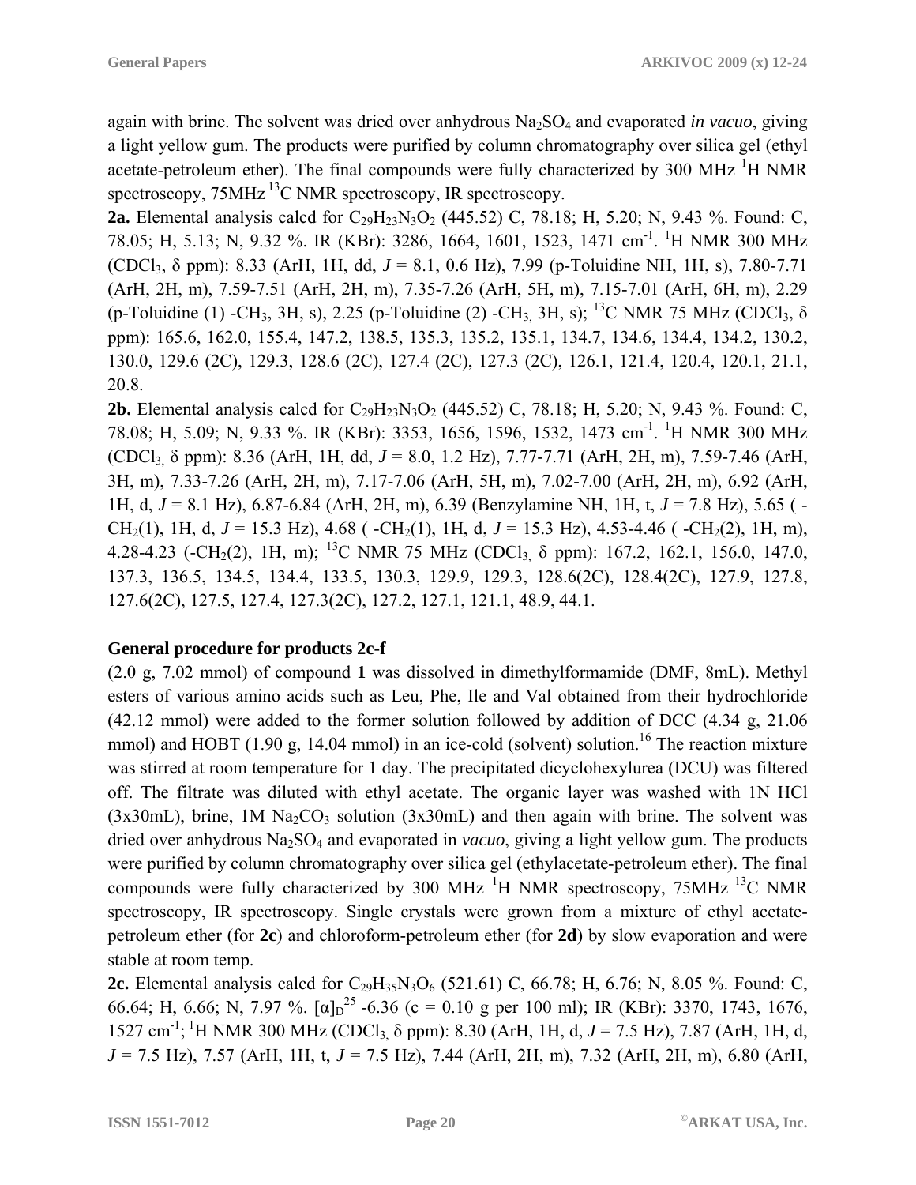again with brine. The solvent was dried over anhydrous $Na_2SO_4$ and evaporated *in vacuo*, giving a light yellow gum. The products were purified by column chromatography over silica gel (ethyl acetate-petroleum ether). The final compounds were fully characterized by 300 MHz $^1$H NMR spectroscopy, 75MHz $^{13}$C NMR spectroscopy, IR spectroscopy.

**2a.** Elemental analysis calcd for $C_{29}H_{23}N_3O_2$ (445.52) C, 78.18; H, 5.20; N, 9.43 %. Found: C, 78.05; H, 5.13; N, 9.32 %. IR (KBr): 3286, 1664, 1601, 1523, 1471 cm$^{-1}$. $^1$H NMR 300 MHz (CDCl$_3$, δ ppm): 8.33 (ArH, 1H, dd, *J* = 8.1, 0.6 Hz), 7.99 (p-Toluidine NH, 1H, s), 7.80-7.71 (ArH, 2H, m), 7.59-7.51 (ArH, 2H, m), 7.35-7.26 (ArH, 5H, m), 7.15-7.01 (ArH, 6H, m), 2.29 (p-Toluidine (1) -CH$_3$, 3H, s), 2.25 (p-Toluidine (2) -CH$_3$, 3H, s); $^{13}$C NMR 75 MHz (CDCl$_3$, δ ppm): 165.6, 162.0, 155.4, 147.2, 138.5, 135.3, 135.2, 135.1, 134.7, 134.6, 134.4, 134.2, 130.2, 130.0, 129.6 (2C), 129.3, 128.6 (2C), 127.4 (2C), 127.3 (2C), 126.1, 121.4, 120.4, 120.1, 21.1, 20.8.

**2b.** Elemental analysis calcd for $C_{29}H_{23}N_3O_2$ (445.52) C, 78.18; H, 5.20; N, 9.43 %. Found: C, 78.08; H, 5.09; N, 9.33 %. IR (KBr): 3353, 1656, 1596, 1532, 1473 cm$^{-1}$. $^1$H NMR 300 MHz (CDCl$_3$, δ ppm): 8.36 (ArH, 1H, dd, *J* = 8.0, 1.2 Hz), 7.77-7.71 (ArH, 2H, m), 7.59-7.46 (ArH, 3H, m), 7.33-7.26 (ArH, 2H, m), 7.17-7.06 (ArH, 5H, m), 7.02-7.00 (ArH, 2H, m), 6.92 (ArH, 1H, d, *J* = 8.1 Hz), 6.87-6.84 (ArH, 2H, m), 6.39 (Benzylamine NH, 1H, t, *J* = 7.8 Hz), 5.65 ( -CH$_2$(1), 1H, d, *J* = 15.3 Hz), 4.68 ( -CH$_2$(1), 1H, d, *J* = 15.3 Hz), 4.53-4.46 ( -CH$_2$(2), 1H, m), 4.28-4.23 (-CH$_2$(2), 1H, m); $^{13}$C NMR 75 MHz (CDCl$_3$, δ ppm): 167.2, 162.1, 156.0, 147.0, 137.3, 136.5, 134.5, 134.4, 133.5, 130.3, 129.9, 129.3, 128.6(2C), 128.4(2C), 127.9, 127.8, 127.6(2C), 127.5, 127.4, 127.3(2C), 127.2, 127.1, 121.1, 48.9, 44.1.

## General procedure for products 2c-f

(2.0 g, 7.02 mmol) of compound **1** was dissolved in dimethylformamide (DMF, 8mL). Methyl esters of various amino acids such as Leu, Phe, Ile and Val obtained from their hydrochloride (42.12 mmol) were added to the former solution followed by addition of DCC (4.34 g, 21.06 mmol) and HOBT (1.90 g, 14.04 mmol) in an ice-cold (solvent) solution.[16] The reaction mixture was stirred at room temperature for 1 day. The precipitated dicyclohexylurea (DCU) was filtered off. The filtrate was diluted with ethyl acetate. The organic layer was washed with 1N HCl (3x30mL), brine, 1M $Na_2CO_3$ solution (3x30mL) and then again with brine. The solvent was dried over anhydrous $Na_2SO_4$ and evaporated in *vacuo*, giving a light yellow gum. The products were purified by column chromatography over silica gel (ethylacetate-petroleum ether). The final compounds were fully characterized by 300 MHz $^1$H NMR spectroscopy, 75MHz $^{13}$C NMR spectroscopy, IR spectroscopy. Single crystals were grown from a mixture of ethyl acetate-petroleum ether (for **2c**) and chloroform-petroleum ether (for **2d**) by slow evaporation and were stable at room temp.

**2c.** Elemental analysis calcd for $C_{29}H_{35}N_3O_6$ (521.61) C, 66.78; H, 6.76; N, 8.05 %. Found: C, 66.64; H, 6.66; N, 7.97 %. $[\alpha]_D^{25}$ -6.36 (c = 0.10 g per 100 ml); IR (KBr): 3370, 1743, 1676, 1527 cm$^{-1}$; $^1$H NMR 300 MHz (CDCl$_3$, δ ppm): 8.30 (ArH, 1H, d, *J* = 7.5 Hz), 7.87 (ArH, 1H, d, *J* = 7.5 Hz), 7.57 (ArH, 1H, t, *J* = 7.5 Hz), 7.44 (ArH, 2H, m), 7.32 (ArH, 2H, m), 6.80 (ArH,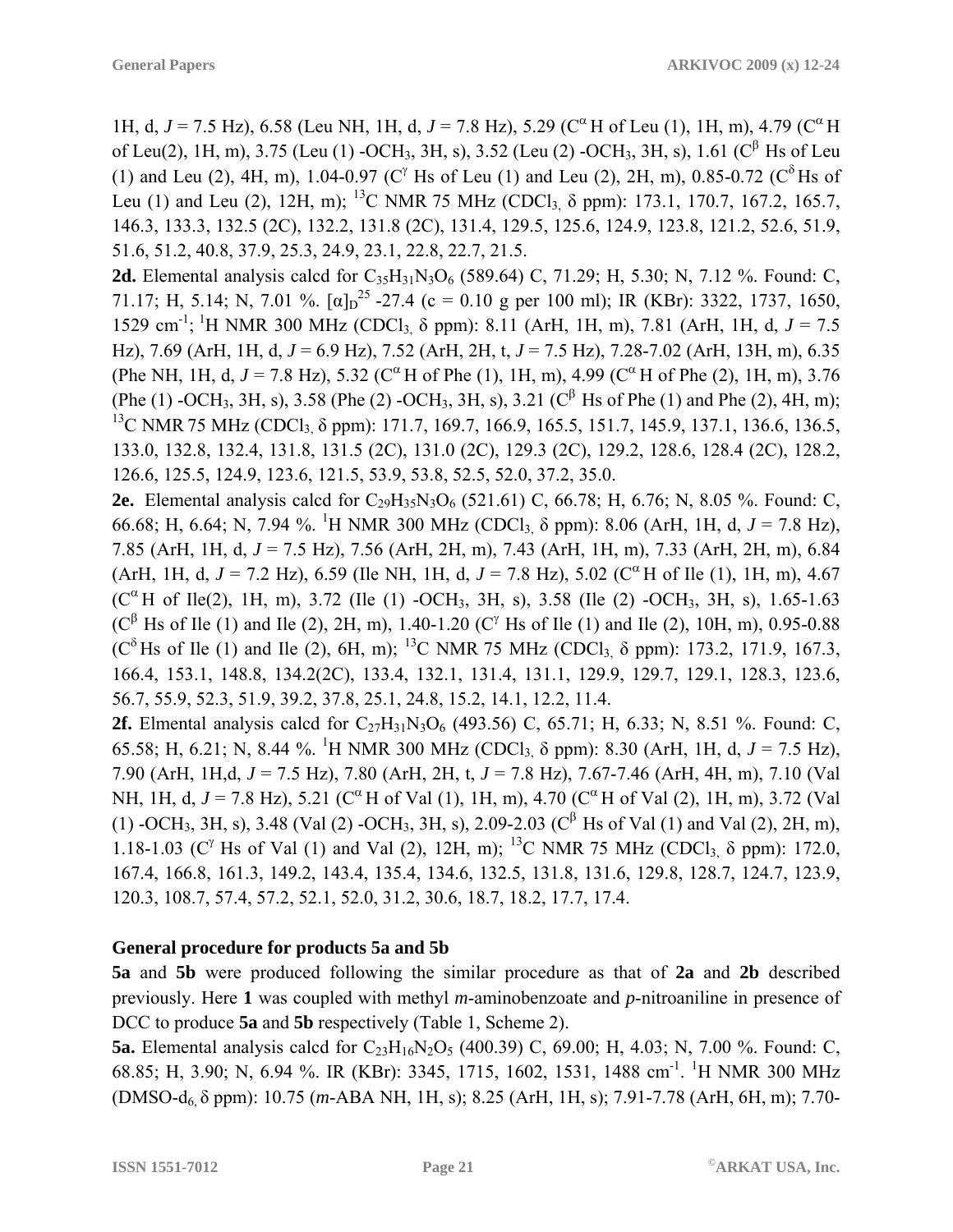1H, d, $J$ = 7.5 Hz), 6.58 (Leu NH, 1H, d, $J$ = 7.8 Hz), 5.29 ($C^{\alpha}$H of Leu (1), 1H, m), 4.79 ($C^{\alpha}$H of Leu(2), 1H, m), 3.75 (Leu (1) -$OCH_3$, 3H, s), 3.52 (Leu (2) -$OCH_3$, 3H, s), 1.61 ($C^{\beta}$ Hs of Leu (1) and Leu (2), 4H, m), 1.04-0.97 ($C^{\gamma}$ Hs of Leu (1) and Leu (2), 2H, m), 0.85-0.72 ($C^{\delta}$Hs of Leu (1) and Leu (2), 12H, m); $^{13}$C NMR 75 MHz ($CDCl_3$, δ ppm): 173.1, 170.7, 167.2, 165.7, 146.3, 133.3, 132.5 (2C), 132.2, 131.8 (2C), 131.4, 129.5, 125.6, 124.9, 123.8, 121.2, 52.6, 51.9, 51.6, 51.2, 40.8, 37.9, 25.3, 24.9, 23.1, 22.8, 22.7, 21.5.

**2d.** Elemental analysis calcd for $C_{35}H_{31}N_3O_6$ (589.64) C, 71.29; H, 5.30; N, 7.12 %. Found: C, 71.17; H, 5.14; N, 7.01 %. $[\alpha]_D^{25}$ -27.4 (c = 0.10 g per 100 ml); IR (KBr): 3322, 1737, 1650, 1529 cm$^{-1}$; $^1$H NMR 300 MHz ($CDCl_3$, δ ppm): 8.11 (ArH, 1H, m), 7.81 (ArH, 1H, d, $J$ = 7.5 Hz), 7.69 (ArH, 1H, d, $J$ = 6.9 Hz), 7.52 (ArH, 2H, t, $J$ = 7.5 Hz), 7.28-7.02 (ArH, 13H, m), 6.35 (Phe NH, 1H, d, $J$ = 7.8 Hz), 5.32 ($C^{\alpha}$H of Phe (1), 1H, m), 4.99 ($C^{\alpha}$H of Phe (2), 1H, m), 3.76 (Phe (1) -$OCH_3$, 3H, s), 3.58 (Phe (2) -$OCH_3$, 3H, s), 3.21 ($C^{\beta}$ Hs of Phe (1) and Phe (2), 4H, m); $^{13}$C NMR 75 MHz ($CDCl_3$, δ ppm): 171.7, 169.7, 166.9, 165.5, 151.7, 145.9, 137.1, 136.6, 136.5, 133.0, 132.8, 132.4, 131.8, 131.5 (2C), 131.0 (2C), 129.3 (2C), 129.2, 128.6, 128.4 (2C), 128.2, 126.6, 125.5, 124.9, 123.6, 121.5, 53.9, 53.8, 52.5, 52.0, 37.2, 35.0.

**2e.** Elemental analysis calcd for $C_{29}H_{35}N_3O_6$ (521.61) C, 66.78; H, 6.76; N, 8.05 %. Found: C, 66.68; H, 6.64; N, 7.94 %. $^1$H NMR 300 MHz ($CDCl_3$, δ ppm): 8.06 (ArH, 1H, d, $J$ = 7.8 Hz), 7.85 (ArH, 1H, d, $J$ = 7.5 Hz), 7.56 (ArH, 2H, m), 7.43 (ArH, 1H, m), 7.33 (ArH, 2H, m), 6.84 (ArH, 1H, d, $J$ = 7.2 Hz), 6.59 (Ile NH, 1H, d, $J$ = 7.8 Hz), 5.02 ($C^{\alpha}$H of Ile (1), 1H, m), 4.67 ($C^{\alpha}$H of Ile(2), 1H, m), 3.72 (Ile (1) -$OCH_3$, 3H, s), 3.58 (Ile (2) -$OCH_3$, 3H, s), 1.65-1.63 ($C^{\beta}$ Hs of Ile (1) and Ile (2), 2H, m), 1.40-1.20 ($C^{\gamma}$ Hs of Ile (1) and Ile (2), 10H, m), 0.95-0.88 ($C^{\delta}$Hs of Ile (1) and Ile (2), 6H, m); $^{13}$C NMR 75 MHz ($CDCl_3$, δ ppm): 173.2, 171.9, 167.3, 166.4, 153.1, 148.8, 134.2(2C), 133.4, 132.1, 131.4, 131.1, 129.9, 129.7, 129.1, 128.3, 123.6, 56.7, 55.9, 52.3, 51.9, 39.2, 37.8, 25.1, 24.8, 15.2, 14.1, 12.2, 11.4.

**2f.** Elmental analysis calcd for $C_{27}H_{31}N_3O_6$ (493.56) C, 65.71; H, 6.33; N, 8.51 %. Found: C, 65.58; H, 6.21; N, 8.44 %. $^1$H NMR 300 MHz ($CDCl_3$, δ ppm): 8.30 (ArH, 1H, d, $J$ = 7.5 Hz), 7.90 (ArH, 1H,d, $J$ = 7.5 Hz), 7.80 (ArH, 2H, t, $J$ = 7.8 Hz), 7.67-7.46 (ArH, 4H, m), 7.10 (Val NH, 1H, d, $J$ = 7.8 Hz), 5.21 ($C^{\alpha}$H of Val (1), 1H, m), 4.70 ($C^{\alpha}$H of Val (2), 1H, m), 3.72 (Val (1) -$OCH_3$, 3H, s), 3.48 (Val (2) -$OCH_3$, 3H, s), 2.09-2.03 ($C^{\beta}$ Hs of Val (1) and Val (2), 2H, m), 1.18-1.03 ($C^{\gamma}$ Hs of Val (1) and Val (2), 12H, m); $^{13}$C NMR 75 MHz ($CDCl_3$, δ ppm): 172.0, 167.4, 166.8, 161.3, 149.2, 143.4, 135.4, 134.6, 132.5, 131.8, 131.6, 129.8, 128.7, 124.7, 123.9, 120.3, 108.7, 57.4, 57.2, 52.1, 52.0, 31.2, 30.6, 18.7, 18.2, 17.7, 17.4.

### General procedure for products 5a and 5b

**5a** and **5b** were produced following the similar procedure as that of **2a** and **2b** described previously. Here **1** was coupled with methyl *m*-aminobenzoate and *p*-nitroaniline in presence of DCC to produce **5a** and **5b** respectively (Table 1, Scheme 2).

**5a.** Elemental analysis calcd for $C_{23}H_{16}N_2O_5$ (400.39) C, 69.00; H, 4.03; N, 7.00 %. Found: C, 68.85; H, 3.90; N, 6.94 %. IR (KBr): 3345, 1715, 1602, 1531, 1488 cm$^{-1}$. $^1$H NMR 300 MHz (DMSO-$d_6$, δ ppm): 10.75 (*m*-ABA NH, 1H, s); 8.25 (ArH, 1H, s); 7.91-7.78 (ArH, 6H, m); 7.70-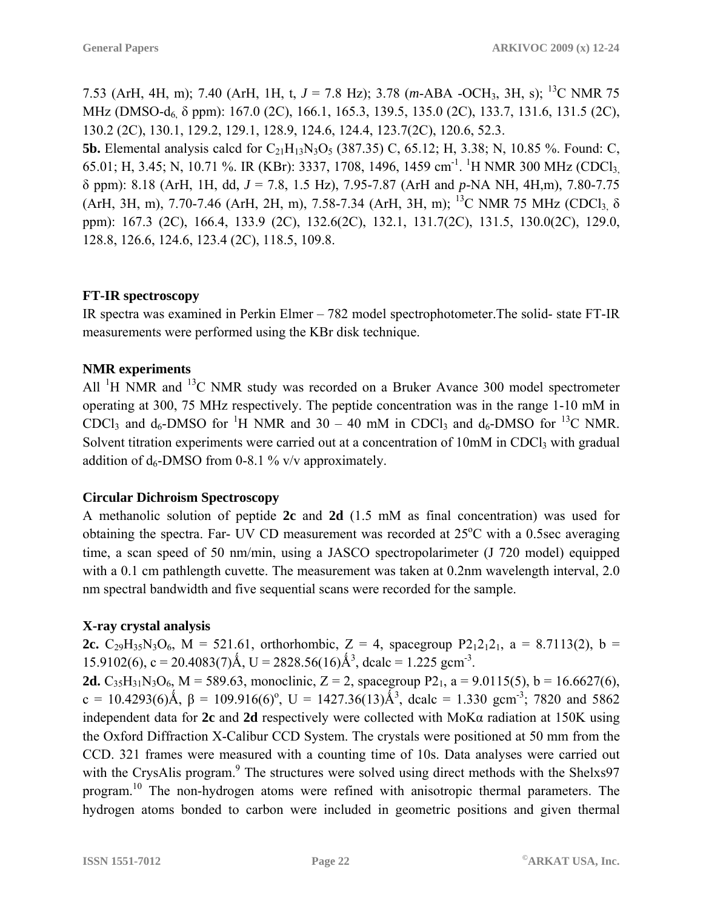7.53 (ArH, 4H, m); 7.40 (ArH, 1H, t, *J* = 7.8 Hz); 3.78 (*m*-ABA -$OCH_3$, 3H, s); $^{13}C$ NMR 75 MHz (DMSO-$d_6$, δ ppm): 167.0 (2C), 166.1, 165.3, 139.5, 135.0 (2C), 133.7, 131.6, 131.5 (2C), 130.2 (2C), 130.1, 129.2, 129.1, 128.9, 124.6, 124.4, 123.7(2C), 120.6, 52.3.

**5b.** Elemental analysis calcd for $C_{21}H_{13}N_3O_5$ (387.35) C, 65.12; H, 3.38; N, 10.85 %. Found: C, 65.01; H, 3.45; N, 10.71 %. IR (KBr): 3337, 1708, 1496, 1459 $cm^{-1}$. $^1H$ NMR 300 MHz ($CDCl_3$, δ ppm): 8.18 (ArH, 1H, dd, *J* = 7.8, 1.5 Hz), 7.95-7.87 (ArH and *p*-NA NH, 4H,m), 7.80-7.75 (ArH, 3H, m), 7.70-7.46 (ArH, 2H, m), 7.58-7.34 (ArH, 3H, m); $^{13}C$ NMR 75 MHz ($CDCl_3$, δ ppm): 167.3 (2C), 166.4, 133.9 (2C), 132.6(2C), 132.1, 131.7(2C), 131.5, 130.0(2C), 129.0, 128.8, 126.6, 124.6, 123.4 (2C), 118.5, 109.8.

### FT-IR spectroscopy

IR spectra was examined in Perkin Elmer – 782 model spectrophotometer.The solid- state FT-IR measurements were performed using the KBr disk technique.

### NMR experiments

All $^1H$ NMR and $^{13}C$ NMR study was recorded on a Bruker Avance 300 model spectrometer operating at 300, 75 MHz respectively. The peptide concentration was in the range 1-10 mM in $CDCl_3$ and $d_6$-DMSO for $^1H$ NMR and 30 – 40 mM in $CDCl_3$ and $d_6$-DMSO for $^{13}C$ NMR. Solvent titration experiments were carried out at a concentration of 10mM in $CDCl_3$ with gradual addition of $d_6$-DMSO from 0-8.1 % v/v approximately.

### Circular Dichroism Spectroscopy

A methanolic solution of peptide **2c** and **2d** (1.5 mM as final concentration) was used for obtaining the spectra. Far- UV CD measurement was recorded at 25$^o$C with a 0.5sec averaging time, a scan speed of 50 nm/min, using a JASCO spectropolarimeter (J 720 model) equipped with a 0.1 cm pathlength cuvette. The measurement was taken at 0.2nm wavelength interval, 2.0 nm spectral bandwidth and five sequential scans were recorded for the sample.

### X-ray crystal analysis

**2c.** $C_{29}H_{35}N_3O_6$, M = 521.61, orthorhombic, Z = 4, spacegroup $P2_12_12_1$, a = 8.7113(2), b = 15.9102(6), c = 20.4083(7)Å, U = 2828.56(16)Å$^3$, dcalc = 1.225 $gcm^{-3}$.

**2d.** $C_{35}H_{31}N_3O_6$, M = 589.63, monoclinic, Z = 2, spacegroup $P2_1$, a = 9.0115(5), b = 16.6627(6), c = 10.4293(6)Å, β = 109.916(6)$^o$, U = 1427.36(13)Å$^3$, dcalc = 1.330 $gcm^{-3}$; 7820 and 5862 independent data for **2c** and **2d** respectively were collected with MoKα radiation at 150K using the Oxford Diffraction X-Calibur CCD System. The crystals were positioned at 50 mm from the CCD. 321 frames were measured with a counting time of 10s. Data analyses were carried out with the CrysAlis program.[9] The structures were solved using direct methods with the Shelxs97 program.[10] The non-hydrogen atoms were refined with anisotropic thermal parameters. The hydrogen atoms bonded to carbon were included in geometric positions and given thermal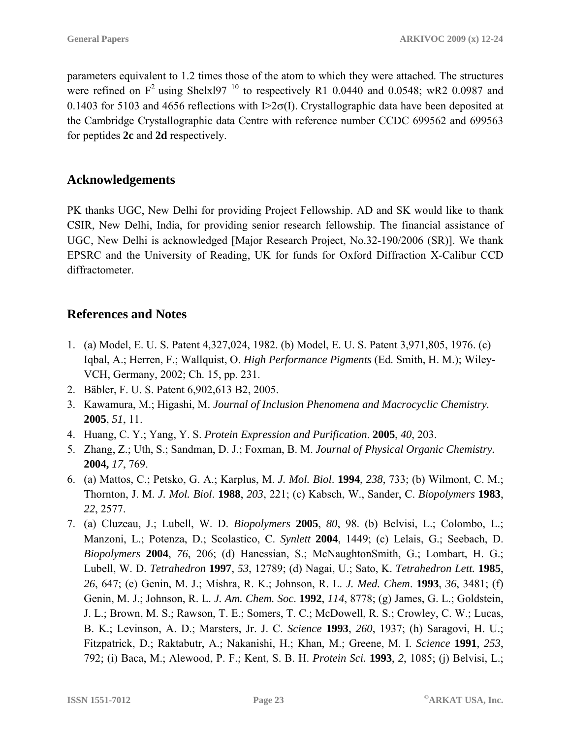parameters equivalent to 1.2 times those of the atom to which they were attached. The structures were refined on $F^2$ using Shelxl97 [10] to respectively R1 0.0440 and 0.0548; wR2 0.0987 and 0.1403 for 5103 and 4656 reflections with $I>2\sigma(I)$. Crystallographic data have been deposited at the Cambridge Crystallographic data Centre with reference number CCDC 699562 and 699563 for peptides **2c** and **2d** respectively.

## Acknowledgements

PK thanks UGC, New Delhi for providing Project Fellowship. AD and SK would like to thank CSIR, New Delhi, India, for providing senior research fellowship. The financial assistance of UGC, New Delhi is acknowledged [Major Research Project, No.32-190/2006 (SR)]. We thank EPSRC and the University of Reading, UK for funds for Oxford Diffraction X-Calibur CCD diffractometer.

## References and Notes

1. (a) Model, E. U. S. Patent 4,327,024, 1982. (b) Model, E. U. S. Patent 3,971,805, 1976. (c) Iqbal, A.; Herren, F.; Wallquist, O. *High Performance Pigments* (Ed. Smith, H. M.); Wiley-VCH, Germany, 2002; Ch. 15, pp. 231.
2. Bäbler, F. U. S. Patent 6,902,613 B2, 2005.
3. Kawamura, M.; Higashi, M. *Journal of Inclusion Phenomena and Macrocyclic Chemistry.* **2005**, *51*, 11.
4. Huang, C. Y.; Yang, Y. S. *Protein Expression and Purification*. **2005**, *40*, 203.
5. Zhang, Z.; Uth, S.; Sandman, D. J.; Foxman, B. M. *Journal of Physical Organic Chemistry.* **2004,** *17*, 769.
6. (a) Mattos, C.; Petsko, G. A.; Karplus, M. *J. Mol. Biol*. **1994**, *238*, 733; (b) Wilmont, C. M.; Thornton, J. M. *J. Mol. Biol*. **1988**, *203*, 221; (c) Kabsch, W., Sander, C. *Biopolymers* **1983**, *22*, 2577.
7. (a) Cluzeau, J.; Lubell, W. D. *Biopolymers* **2005**, *80*, 98. (b) Belvisi, L.; Colombo, L.; Manzoni, L.; Potenza, D.; Scolastico, C. *Synlett* **2004**, 1449; (c) Lelais, G.; Seebach, D. *Biopolymers* **2004**, *76*, 206; (d) Hanessian, S.; McNaughtonSmith, G.; Lombart, H. G.; Lubell, W. D. *Tetrahedron* **1997**, *53*, 12789; (d) Nagai, U.; Sato, K. *Tetrahedron Lett.* **1985**, *26*, 647; (e) Genin, M. J.; Mishra, R. K.; Johnson, R. L. *J. Med. Chem*. **1993**, *36*, 3481; (f) Genin, M. J.; Johnson, R. L. *J. Am. Chem. Soc*. **1992**, *114*, 8778; (g) James, G. L.; Goldstein, J. L.; Brown, M. S.; Rawson, T. E.; Somers, T. C.; McDowell, R. S.; Crowley, C. W.; Lucas, B. K.; Levinson, A. D.; Marsters, Jr. J. C. *Science* **1993**, *260*, 1937; (h) Saragovi, H. U.; Fitzpatrick, D.; Raktabutr, A.; Nakanishi, H.; Khan, M.; Greene, M. I. *Science* **1991**, *253*, 792; (i) Baca, M.; Alewood, P. F.; Kent, S. B. H. *Protein Sci.* **1993**, *2*, 1085; (j) Belvisi, L.;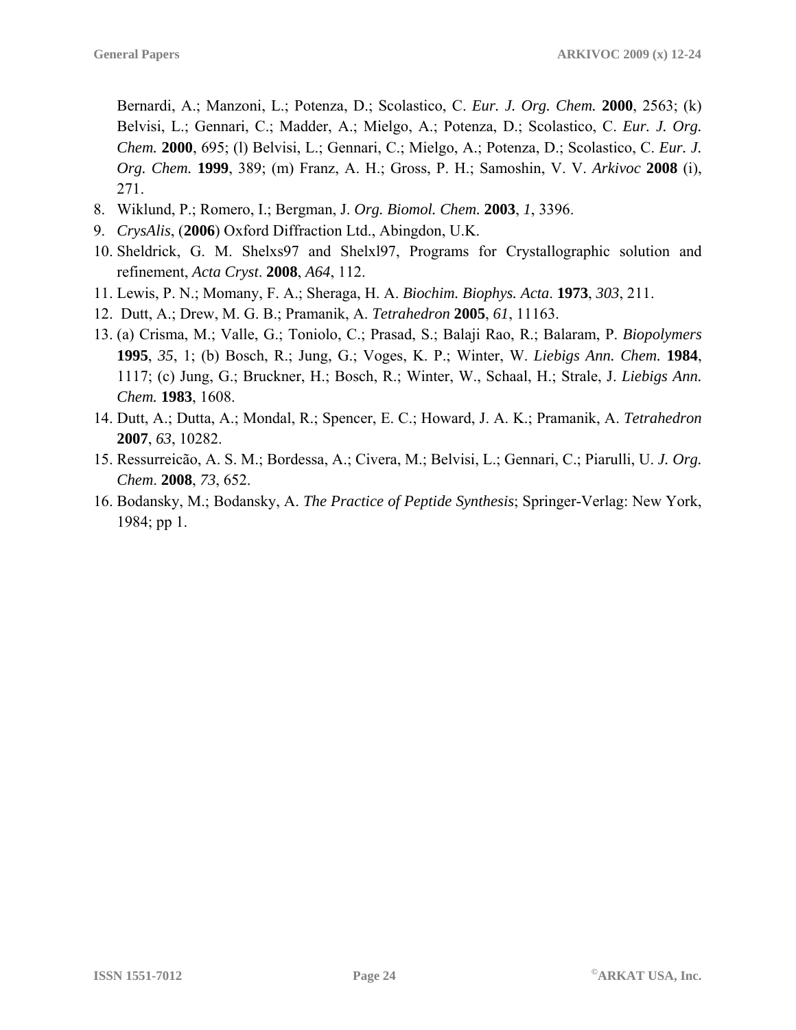Bernardi, A.; Manzoni, L.; Potenza, D.; Scolastico, C. *Eur. J. Org. Chem.* **2000**, 2563; (k) Belvisi, L.; Gennari, C.; Madder, A.; Mielgo, A.; Potenza, D.; Scolastico, C. *Eur. J. Org. Chem.* **2000**, 695; (l) Belvisi, L.; Gennari, C.; Mielgo, A.; Potenza, D.; Scolastico, C. *Eur. J. Org. Chem.* **1999**, 389; (m) Franz, A. H.; Gross, P. H.; Samoshin, V. V. *Arkivoc* **2008** (i), 271.

8. Wiklund, P.; Romero, I.; Bergman, J. *Org. Biomol. Chem.* **2003**, *1*, 3396.
9. *CrysAlis*, (**2006**) Oxford Diffraction Ltd., Abingdon, U.K.
10. Sheldrick, G. M. Shelxs97 and Shelxl97, Programs for Crystallographic solution and refinement, *Acta Cryst*. **2008**, *A64*, 112.
11. Lewis, P. N.; Momany, F. A.; Sheraga, H. A. *Biochim. Biophys. Acta*. **1973**, *303*, 211.
12. Dutt, A.; Drew, M. G. B.; Pramanik, A. *Tetrahedron* **2005**, *61*, 11163.
13. (a) Crisma, M.; Valle, G.; Toniolo, C.; Prasad, S.; Balaji Rao, R.; Balaram, P. *Biopolymers* **1995**, *35*, 1; (b) Bosch, R.; Jung, G.; Voges, K. P.; Winter, W. *Liebigs Ann. Chem.* **1984**, 1117; (c) Jung, G.; Bruckner, H.; Bosch, R.; Winter, W., Schaal, H.; Strale, J. *Liebigs Ann. Chem.* **1983**, 1608.
14. Dutt, A.; Dutta, A.; Mondal, R.; Spencer, E. C.; Howard, J. A. K.; Pramanik, A. *Tetrahedron* **2007**, *63*, 10282.
15. Ressurreicão, A. S. M.; Bordessa, A.; Civera, M.; Belvisi, L.; Gennari, C.; Piarulli, U. *J. Org. Chem*. **2008**, *73*, 652.
16. Bodansky, M.; Bodansky, A. *The Practice of Peptide Synthesis*; Springer-Verlag: New York, 1984; pp 1.